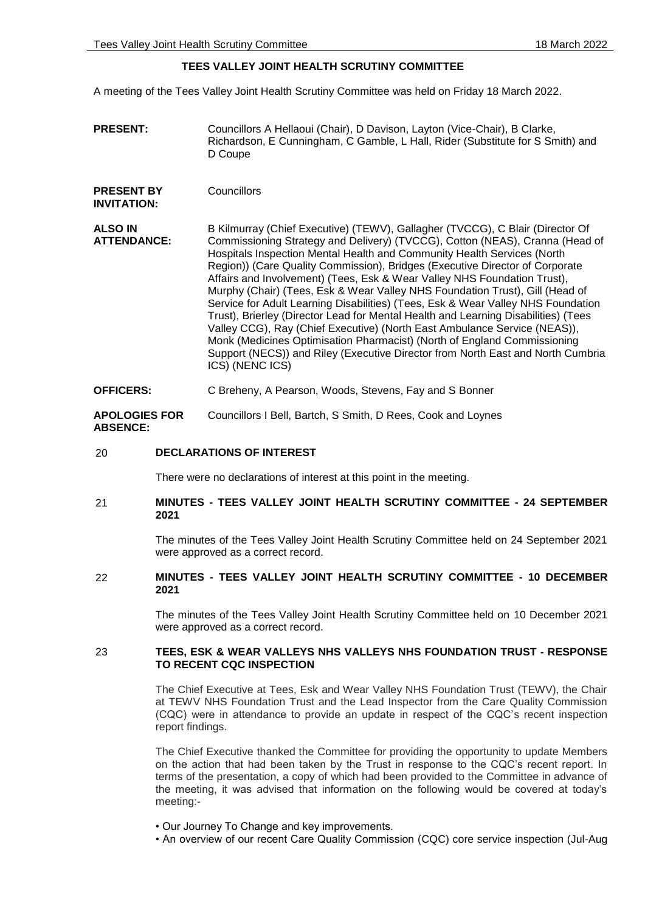# TEES VALLEY JOINT HEALTH SCRUTINY COMMITTEE

A meeting of the Tees Valley Joint Health Scrutiny Committee was held on Friday 18 March 2022.

**PRESENT:** Councillors A Hellaoui (Chair), D Davison, Layton (Vice-Chair), B Clarke, Richardson, E Cunningham, C Gamble, L Hall, Rider (Substitute for S Smith) and D Coupe

**PRESENT BY INVITATION:** Councillors

**ALSO IN ATTENDANCE:** B Kilmurray (Chief Executive) (TEWV), Gallagher (TVCCG), C Blair (Director Of Commissioning Strategy and Delivery) (TVCCG), Cotton (NEAS), Cranna (Head of Hospitals Inspection Mental Health and Community Health Services (North Region)) (Care Quality Commission), Bridges (Executive Director of Corporate Affairs and Involvement) (Tees, Esk & Wear Valley NHS Foundation Trust), Murphy (Chair) (Tees, Esk & Wear Valley NHS Foundation Trust), Gill (Head of Service for Adult Learning Disabilities) (Tees, Esk & Wear Valley NHS Foundation Trust), Brierley (Director Lead for Mental Health and Learning Disabilities) (Tees Valley CCG), Ray (Chief Executive) (North East Ambulance Service (NEAS)), Monk (Medicines Optimisation Pharmacist) (North of England Commissioning Support (NECS)) and Riley (Executive Director from North East and North Cumbria ICS) (NENC ICS)

**OFFICERS:** C Breheny, A Pearson, Woods, Stevens, Fay and S Bonner

**APOLOGIES FOR ABSENCE:** Councillors I Bell, Bartch, S Smith, D Rees, Cook and Loynes

## 20 DECLARATIONS OF INTEREST

There were no declarations of interest at this point in the meeting.

## 21 MINUTES - TEES VALLEY JOINT HEALTH SCRUTINY COMMITTEE - 24 SEPTEMBER 2021

The minutes of the Tees Valley Joint Health Scrutiny Committee held on 24 September 2021 were approved as a correct record.

## 22 MINUTES - TEES VALLEY JOINT HEALTH SCRUTINY COMMITTEE - 10 DECEMBER 2021

The minutes of the Tees Valley Joint Health Scrutiny Committee held on 10 December 2021 were approved as a correct record.

## 23 TEES, ESK & WEAR VALLEYS NHS VALLEYS NHS FOUNDATION TRUST - RESPONSE TO RECENT CQC INSPECTION

The Chief Executive at Tees, Esk and Wear Valley NHS Foundation Trust (TEWV), the Chair at TEWV NHS Foundation Trust and the Lead Inspector from the Care Quality Commission (CQC) were in attendance to provide an update in respect of the CQC's recent inspection report findings.

The Chief Executive thanked the Committee for providing the opportunity to update Members on the action that had been taken by the Trust in response to the CQC's recent report. In terms of the presentation, a copy of which had been provided to the Committee in advance of the meeting, it was advised that information on the following would be covered at today's meeting:-

- Our Journey To Change and key improvements.
- An overview of our recent Care Quality Commission (CQC) core service inspection (Jul-Aug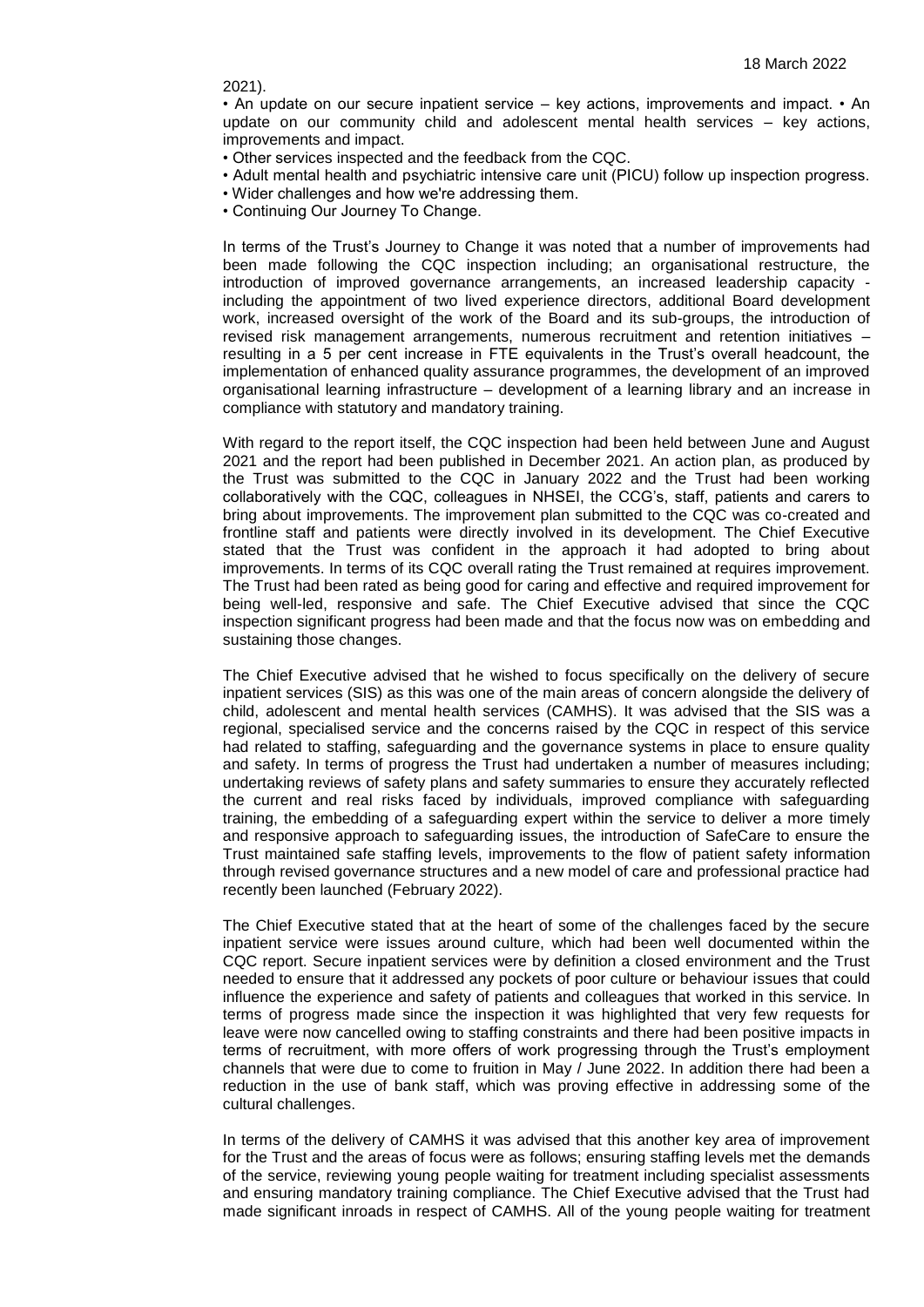2021).

• An update on our secure inpatient service – key actions, improvements and impact. • An update on our community child and adolescent mental health services – key actions, improvements and impact.

• Other services inspected and the feedback from the CQC.
• Adult mental health and psychiatric intensive care unit (PICU) follow up inspection progress.
• Wider challenges and how we're addressing them.
• Continuing Our Journey To Change.

In terms of the Trust's Journey to Change it was noted that a number of improvements had been made following the CQC inspection including; an organisational restructure, the introduction of improved governance arrangements, an increased leadership capacity - including the appointment of two lived experience directors, additional Board development work, increased oversight of the work of the Board and its sub-groups, the introduction of revised risk management arrangements, numerous recruitment and retention initiatives – resulting in a 5 per cent increase in FTE equivalents in the Trust's overall headcount, the implementation of enhanced quality assurance programmes, the development of an improved organisational learning infrastructure – development of a learning library and an increase in compliance with statutory and mandatory training.

With regard to the report itself, the CQC inspection had been held between June and August 2021 and the report had been published in December 2021. An action plan, as produced by the Trust was submitted to the CQC in January 2022 and the Trust had been working collaboratively with the CQC, colleagues in NHSEI, the CCG's, staff, patients and carers to bring about improvements. The improvement plan submitted to the CQC was co-created and frontline staff and patients were directly involved in its development. The Chief Executive stated that the Trust was confident in the approach it had adopted to bring about improvements. In terms of its CQC overall rating the Trust remained at requires improvement. The Trust had been rated as being good for caring and effective and required improvement for being well-led, responsive and safe. The Chief Executive advised that since the CQC inspection significant progress had been made and that the focus now was on embedding and sustaining those changes.

The Chief Executive advised that he wished to focus specifically on the delivery of secure inpatient services (SIS) as this was one of the main areas of concern alongside the delivery of child, adolescent and mental health services (CAMHS). It was advised that the SIS was a regional, specialised service and the concerns raised by the CQC in respect of this service had related to staffing, safeguarding and the governance systems in place to ensure quality and safety. In terms of progress the Trust had undertaken a number of measures including; undertaking reviews of safety plans and safety summaries to ensure they accurately reflected the current and real risks faced by individuals, improved compliance with safeguarding training, the embedding of a safeguarding expert within the service to deliver a more timely and responsive approach to safeguarding issues, the introduction of SafeCare to ensure the Trust maintained safe staffing levels, improvements to the flow of patient safety information through revised governance structures and a new model of care and professional practice had recently been launched (February 2022).

The Chief Executive stated that at the heart of some of the challenges faced by the secure inpatient service were issues around culture, which had been well documented within the CQC report. Secure inpatient services were by definition a closed environment and the Trust needed to ensure that it addressed any pockets of poor culture or behaviour issues that could influence the experience and safety of patients and colleagues that worked in this service. In terms of progress made since the inspection it was highlighted that very few requests for leave were now cancelled owing to staffing constraints and there had been positive impacts in terms of recruitment, with more offers of work progressing through the Trust's employment channels that were due to come to fruition in May / June 2022. In addition there had been a reduction in the use of bank staff, which was proving effective in addressing some of the cultural challenges.

In terms of the delivery of CAMHS it was advised that this another key area of improvement for the Trust and the areas of focus were as follows; ensuring staffing levels met the demands of the service, reviewing young people waiting for treatment including specialist assessments and ensuring mandatory training compliance. The Chief Executive advised that the Trust had made significant inroads in respect of CAMHS. All of the young people waiting for treatment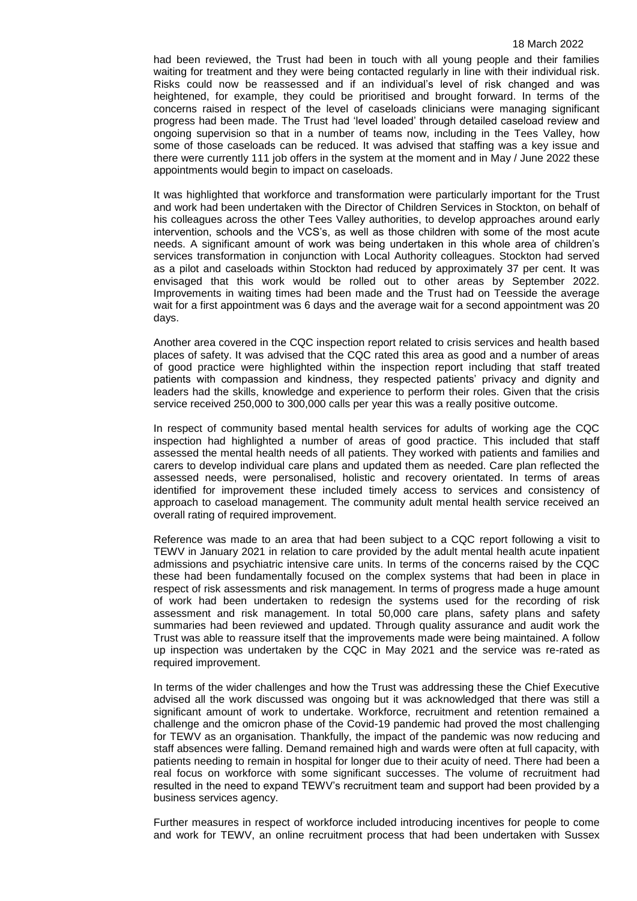had been reviewed, the Trust had been in touch with all young people and their families waiting for treatment and they were being contacted regularly in line with their individual risk. Risks could now be reassessed and if an individual's level of risk changed and was heightened, for example, they could be prioritised and brought forward. In terms of the concerns raised in respect of the level of caseloads clinicians were managing significant progress had been made. The Trust had 'level loaded' through detailed caseload review and ongoing supervision so that in a number of teams now, including in the Tees Valley, how some of those caseloads can be reduced. It was advised that staffing was a key issue and there were currently 111 job offers in the system at the moment and in May / June 2022 these appointments would begin to impact on caseloads.

It was highlighted that workforce and transformation were particularly important for the Trust and work had been undertaken with the Director of Children Services in Stockton, on behalf of his colleagues across the other Tees Valley authorities, to develop approaches around early intervention, schools and the VCS's, as well as those children with some of the most acute needs. A significant amount of work was being undertaken in this whole area of children's services transformation in conjunction with Local Authority colleagues. Stockton had served as a pilot and caseloads within Stockton had reduced by approximately 37 per cent. It was envisaged that this work would be rolled out to other areas by September 2022. Improvements in waiting times had been made and the Trust had on Teesside the average wait for a first appointment was 6 days and the average wait for a second appointment was 20 days.

Another area covered in the CQC inspection report related to crisis services and health based places of safety. It was advised that the CQC rated this area as good and a number of areas of good practice were highlighted within the inspection report including that staff treated patients with compassion and kindness, they respected patients' privacy and dignity and leaders had the skills, knowledge and experience to perform their roles. Given that the crisis service received 250,000 to 300,000 calls per year this was a really positive outcome.

In respect of community based mental health services for adults of working age the CQC inspection had highlighted a number of areas of good practice. This included that staff assessed the mental health needs of all patients. They worked with patients and families and carers to develop individual care plans and updated them as needed. Care plan reflected the assessed needs, were personalised, holistic and recovery orientated. In terms of areas identified for improvement these included timely access to services and consistency of approach to caseload management. The community adult mental health service received an overall rating of required improvement.

Reference was made to an area that had been subject to a CQC report following a visit to TEWV in January 2021 in relation to care provided by the adult mental health acute inpatient admissions and psychiatric intensive care units. In terms of the concerns raised by the CQC these had been fundamentally focused on the complex systems that had been in place in respect of risk assessments and risk management. In terms of progress made a huge amount of work had been undertaken to redesign the systems used for the recording of risk assessment and risk management. In total 50,000 care plans, safety plans and safety summaries had been reviewed and updated. Through quality assurance and audit work the Trust was able to reassure itself that the improvements made were being maintained. A follow up inspection was undertaken by the CQC in May 2021 and the service was re-rated as required improvement.

In terms of the wider challenges and how the Trust was addressing these the Chief Executive advised all the work discussed was ongoing but it was acknowledged that there was still a significant amount of work to undertake. Workforce, recruitment and retention remained a challenge and the omicron phase of the Covid-19 pandemic had proved the most challenging for TEWV as an organisation. Thankfully, the impact of the pandemic was now reducing and staff absences were falling. Demand remained high and wards were often at full capacity, with patients needing to remain in hospital for longer due to their acuity of need. There had been a real focus on workforce with some significant successes. The volume of recruitment had resulted in the need to expand TEWV's recruitment team and support had been provided by a business services agency.

Further measures in respect of workforce included introducing incentives for people to come and work for TEWV, an online recruitment process that had been undertaken with Sussex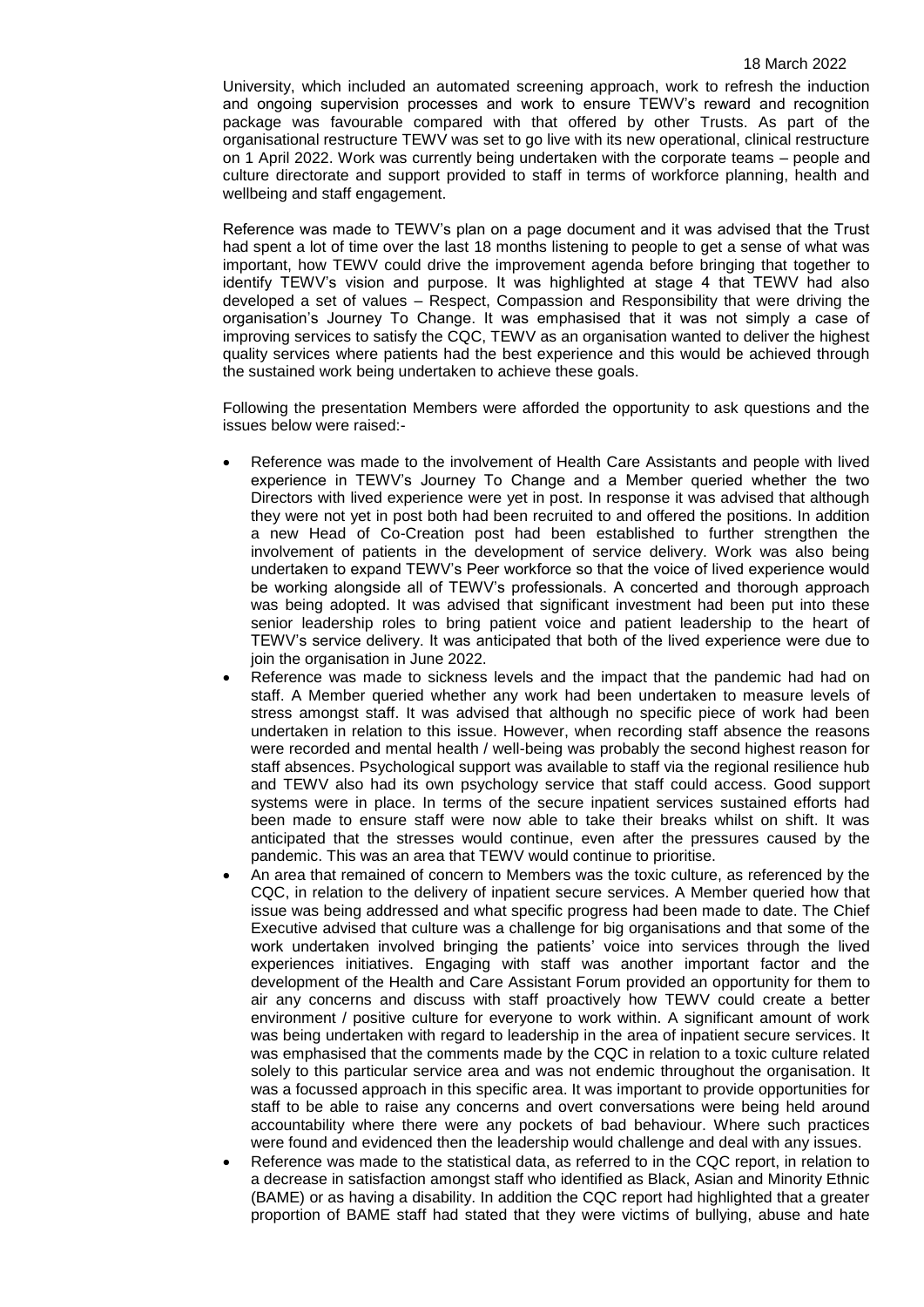University, which included an automated screening approach, work to refresh the induction and ongoing supervision processes and work to ensure TEWV's reward and recognition package was favourable compared with that offered by other Trusts. As part of the organisational restructure TEWV was set to go live with its new operational, clinical restructure on 1 April 2022. Work was currently being undertaken with the corporate teams – people and culture directorate and support provided to staff in terms of workforce planning, health and wellbeing and staff engagement.

Reference was made to TEWV's plan on a page document and it was advised that the Trust had spent a lot of time over the last 18 months listening to people to get a sense of what was important, how TEWV could drive the improvement agenda before bringing that together to identify TEWV's vision and purpose. It was highlighted at stage 4 that TEWV had also developed a set of values – Respect, Compassion and Responsibility that were driving the organisation's Journey To Change. It was emphasised that it was not simply a case of improving services to satisfy the CQC, TEWV as an organisation wanted to deliver the highest quality services where patients had the best experience and this would be achieved through the sustained work being undertaken to achieve these goals.

Following the presentation Members were afforded the opportunity to ask questions and the issues below were raised:-

- Reference was made to the involvement of Health Care Assistants and people with lived experience in TEWV's Journey To Change and a Member queried whether the two Directors with lived experience were yet in post. In response it was advised that although they were not yet in post both had been recruited to and offered the positions. In addition a new Head of Co-Creation post had been established to further strengthen the involvement of patients in the development of service delivery. Work was also being undertaken to expand TEWV's Peer workforce so that the voice of lived experience would be working alongside all of TEWV's professionals. A concerted and thorough approach was being adopted. It was advised that significant investment had been put into these senior leadership roles to bring patient voice and patient leadership to the heart of TEWV's service delivery. It was anticipated that both of the lived experience were due to join the organisation in June 2022.
- Reference was made to sickness levels and the impact that the pandemic had had on staff. A Member queried whether any work had been undertaken to measure levels of stress amongst staff. It was advised that although no specific piece of work had been undertaken in relation to this issue. However, when recording staff absence the reasons were recorded and mental health / well-being was probably the second highest reason for staff absences. Psychological support was available to staff via the regional resilience hub and TEWV also had its own psychology service that staff could access. Good support systems were in place. In terms of the secure inpatient services sustained efforts had been made to ensure staff were now able to take their breaks whilst on shift. It was anticipated that the stresses would continue, even after the pressures caused by the pandemic. This was an area that TEWV would continue to prioritise.
- An area that remained of concern to Members was the toxic culture, as referenced by the CQC, in relation to the delivery of inpatient secure services. A Member queried how that issue was being addressed and what specific progress had been made to date. The Chief Executive advised that culture was a challenge for big organisations and that some of the work undertaken involved bringing the patients' voice into services through the lived experiences initiatives. Engaging with staff was another important factor and the development of the Health and Care Assistant Forum provided an opportunity for them to air any concerns and discuss with staff proactively how TEWV could create a better environment / positive culture for everyone to work within. A significant amount of work was being undertaken with regard to leadership in the area of inpatient secure services. It was emphasised that the comments made by the CQC in relation to a toxic culture related solely to this particular service area and was not endemic throughout the organisation. It was a focussed approach in this specific area. It was important to provide opportunities for staff to be able to raise any concerns and overt conversations were being held around accountability where there were any pockets of bad behaviour. Where such practices were found and evidenced then the leadership would challenge and deal with any issues.
- Reference was made to the statistical data, as referred to in the CQC report, in relation to a decrease in satisfaction amongst staff who identified as Black, Asian and Minority Ethnic (BAME) or as having a disability. In addition the CQC report had highlighted that a greater proportion of BAME staff had stated that they were victims of bullying, abuse and hate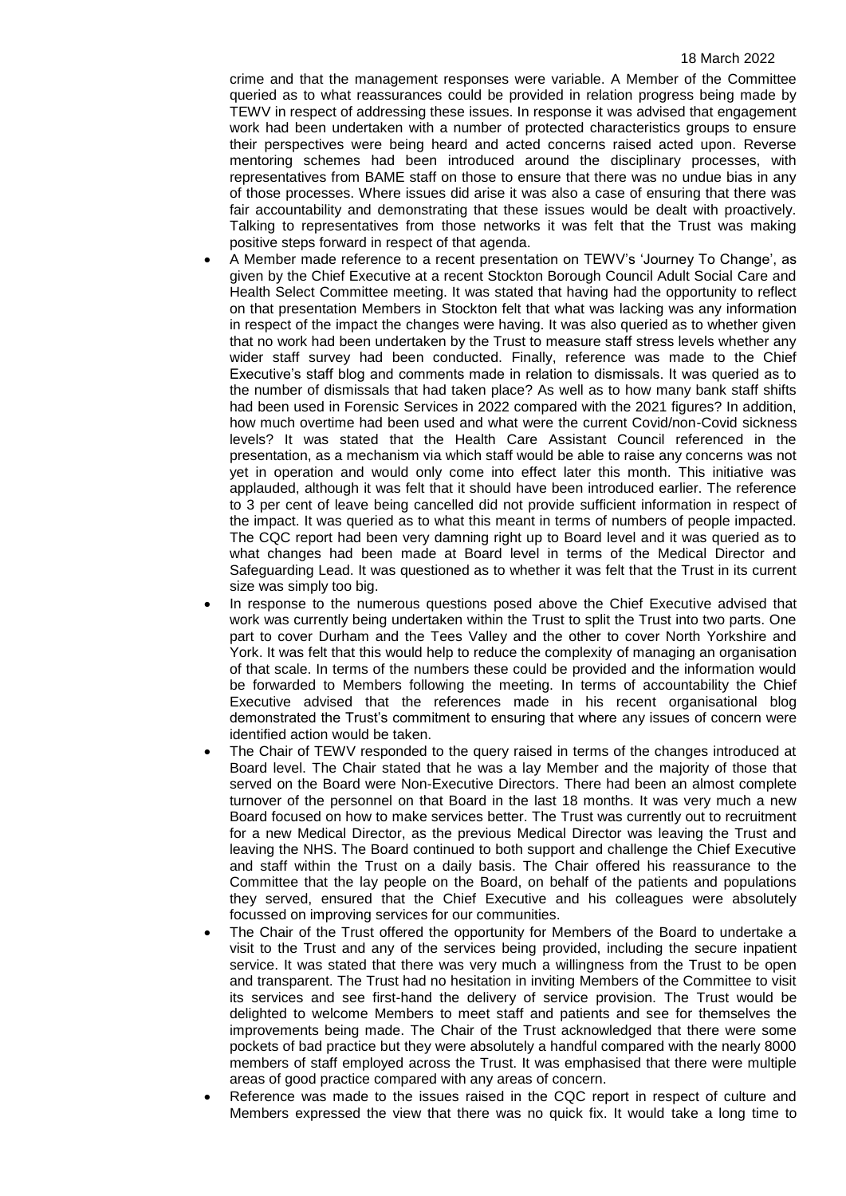crime and that the management responses were variable. A Member of the Committee queried as to what reassurances could be provided in relation progress being made by TEWV in respect of addressing these issues. In response it was advised that engagement work had been undertaken with a number of protected characteristics groups to ensure their perspectives were being heard and acted concerns raised acted upon. Reverse mentoring schemes had been introduced around the disciplinary processes, with representatives from BAME staff on those to ensure that there was no undue bias in any of those processes. Where issues did arise it was also a case of ensuring that there was fair accountability and demonstrating that these issues would be dealt with proactively. Talking to representatives from those networks it was felt that the Trust was making positive steps forward in respect of that agenda.

- A Member made reference to a recent presentation on TEWV's 'Journey To Change', as given by the Chief Executive at a recent Stockton Borough Council Adult Social Care and Health Select Committee meeting. It was stated that having had the opportunity to reflect on that presentation Members in Stockton felt that what was lacking was any information in respect of the impact the changes were having. It was also queried as to whether given that no work had been undertaken by the Trust to measure staff stress levels whether any wider staff survey had been conducted. Finally, reference was made to the Chief Executive's staff blog and comments made in relation to dismissals. It was queried as to the number of dismissals that had taken place? As well as to how many bank staff shifts had been used in Forensic Services in 2022 compared with the 2021 figures? In addition, how much overtime had been used and what were the current Covid/non-Covid sickness levels? It was stated that the Health Care Assistant Council referenced in the presentation, as a mechanism via which staff would be able to raise any concerns was not yet in operation and would only come into effect later this month. This initiative was applauded, although it was felt that it should have been introduced earlier. The reference to 3 per cent of leave being cancelled did not provide sufficient information in respect of the impact. It was queried as to what this meant in terms of numbers of people impacted. The CQC report had been very damning right up to Board level and it was queried as to what changes had been made at Board level in terms of the Medical Director and Safeguarding Lead. It was questioned as to whether it was felt that the Trust in its current size was simply too big.
- In response to the numerous questions posed above the Chief Executive advised that work was currently being undertaken within the Trust to split the Trust into two parts. One part to cover Durham and the Tees Valley and the other to cover North Yorkshire and York. It was felt that this would help to reduce the complexity of managing an organisation of that scale. In terms of the numbers these could be provided and the information would be forwarded to Members following the meeting. In terms of accountability the Chief Executive advised that the references made in his recent organisational blog demonstrated the Trust's commitment to ensuring that where any issues of concern were identified action would be taken.
- The Chair of TEWV responded to the query raised in terms of the changes introduced at Board level. The Chair stated that he was a lay Member and the majority of those that served on the Board were Non-Executive Directors. There had been an almost complete turnover of the personnel on that Board in the last 18 months. It was very much a new Board focused on how to make services better. The Trust was currently out to recruitment for a new Medical Director, as the previous Medical Director was leaving the Trust and leaving the NHS. The Board continued to both support and challenge the Chief Executive and staff within the Trust on a daily basis. The Chair offered his reassurance to the Committee that the lay people on the Board, on behalf of the patients and populations they served, ensured that the Chief Executive and his colleagues were absolutely focussed on improving services for our communities.
- The Chair of the Trust offered the opportunity for Members of the Board to undertake a visit to the Trust and any of the services being provided, including the secure inpatient service. It was stated that there was very much a willingness from the Trust to be open and transparent. The Trust had no hesitation in inviting Members of the Committee to visit its services and see first-hand the delivery of service provision. The Trust would be delighted to welcome Members to meet staff and patients and see for themselves the improvements being made. The Chair of the Trust acknowledged that there were some pockets of bad practice but they were absolutely a handful compared with the nearly 8000 members of staff employed across the Trust. It was emphasised that there were multiple areas of good practice compared with any areas of concern.
- Reference was made to the issues raised in the CQC report in respect of culture and Members expressed the view that there was no quick fix. It would take a long time to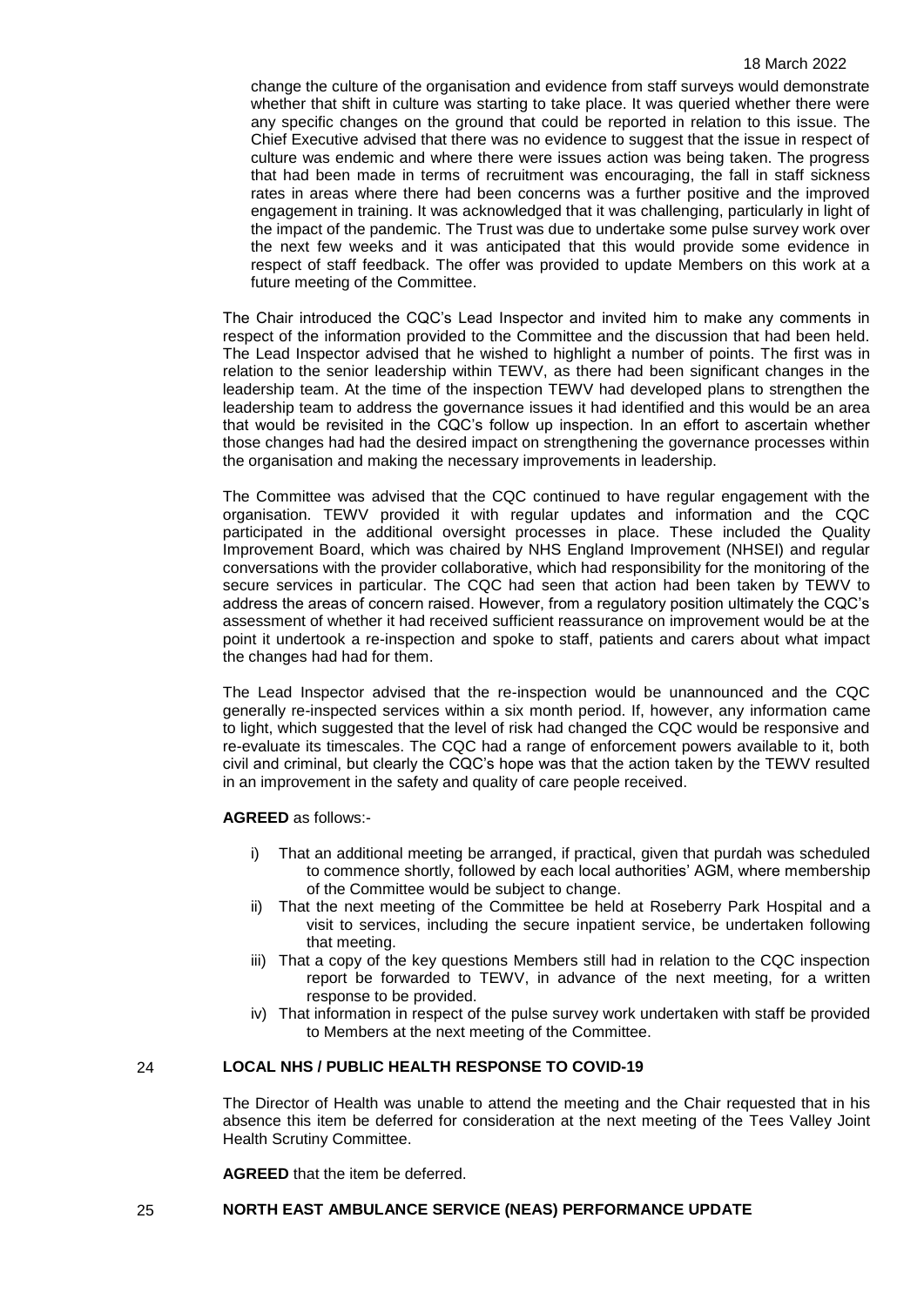change the culture of the organisation and evidence from staff surveys would demonstrate whether that shift in culture was starting to take place. It was queried whether there were any specific changes on the ground that could be reported in relation to this issue. The Chief Executive advised that there was no evidence to suggest that the issue in respect of culture was endemic and where there were issues action was being taken. The progress that had been made in terms of recruitment was encouraging, the fall in staff sickness rates in areas where there had been concerns was a further positive and the improved engagement in training. It was acknowledged that it was challenging, particularly in light of the impact of the pandemic. The Trust was due to undertake some pulse survey work over the next few weeks and it was anticipated that this would provide some evidence in respect of staff feedback. The offer was provided to update Members on this work at a future meeting of the Committee.

The Chair introduced the CQC's Lead Inspector and invited him to make any comments in respect of the information provided to the Committee and the discussion that had been held. The Lead Inspector advised that he wished to highlight a number of points. The first was in relation to the senior leadership within TEWV, as there had been significant changes in the leadership team. At the time of the inspection TEWV had developed plans to strengthen the leadership team to address the governance issues it had identified and this would be an area that would be revisited in the CQC's follow up inspection. In an effort to ascertain whether those changes had had the desired impact on strengthening the governance processes within the organisation and making the necessary improvements in leadership.

The Committee was advised that the CQC continued to have regular engagement with the organisation. TEWV provided it with regular updates and information and the CQC participated in the additional oversight processes in place. These included the Quality Improvement Board, which was chaired by NHS England Improvement (NHSEI) and regular conversations with the provider collaborative, which had responsibility for the monitoring of the secure services in particular. The CQC had seen that action had been taken by TEWV to address the areas of concern raised. However, from a regulatory position ultimately the CQC's assessment of whether it had received sufficient reassurance on improvement would be at the point it undertook a re-inspection and spoke to staff, patients and carers about what impact the changes had had for them.

The Lead Inspector advised that the re-inspection would be unannounced and the CQC generally re-inspected services within a six month period. If, however, any information came to light, which suggested that the level of risk had changed the CQC would be responsive and re-evaluate its timescales. The CQC had a range of enforcement powers available to it, both civil and criminal, but clearly the CQC's hope was that the action taken by the TEWV resulted in an improvement in the safety and quality of care people received.

**AGREED** as follows:-

i) That an additional meeting be arranged, if practical, given that purdah was scheduled to commence shortly, followed by each local authorities' AGM, where membership of the Committee would be subject to change.
ii) That the next meeting of the Committee be held at Roseberry Park Hospital and a visit to services, including the secure inpatient service, be undertaken following that meeting.
iii) That a copy of the key questions Members still had in relation to the CQC inspection report be forwarded to TEWV, in advance of the next meeting, for a written response to be provided.
iv) That information in respect of the pulse survey work undertaken with staff be provided to Members at the next meeting of the Committee.

## 24 LOCAL NHS / PUBLIC HEALTH RESPONSE TO COVID-19

The Director of Health was unable to attend the meeting and the Chair requested that in his absence this item be deferred for consideration at the next meeting of the Tees Valley Joint Health Scrutiny Committee.

**AGREED** that the item be deferred.

## 25 NORTH EAST AMBULANCE SERVICE (NEAS) PERFORMANCE UPDATE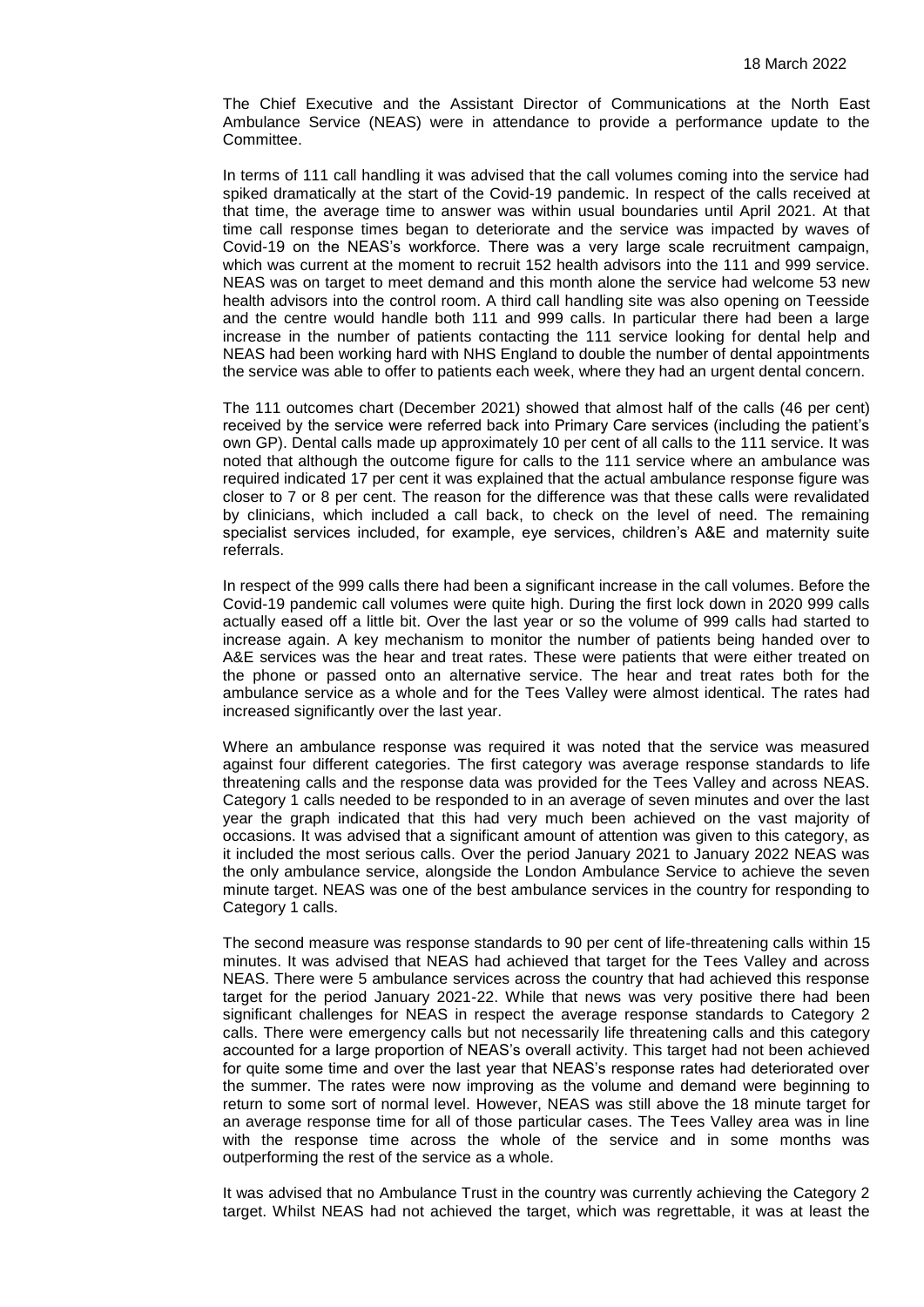The Chief Executive and the Assistant Director of Communications at the North East Ambulance Service (NEAS) were in attendance to provide a performance update to the Committee.

In terms of 111 call handling it was advised that the call volumes coming into the service had spiked dramatically at the start of the Covid-19 pandemic. In respect of the calls received at that time, the average time to answer was within usual boundaries until April 2021. At that time call response times began to deteriorate and the service was impacted by waves of Covid-19 on the NEAS's workforce. There was a very large scale recruitment campaign, which was current at the moment to recruit 152 health advisors into the 111 and 999 service. NEAS was on target to meet demand and this month alone the service had welcome 53 new health advisors into the control room. A third call handling site was also opening on Teesside and the centre would handle both 111 and 999 calls. In particular there had been a large increase in the number of patients contacting the 111 service looking for dental help and NEAS had been working hard with NHS England to double the number of dental appointments the service was able to offer to patients each week, where they had an urgent dental concern.

The 111 outcomes chart (December 2021) showed that almost half of the calls (46 per cent) received by the service were referred back into Primary Care services (including the patient's own GP). Dental calls made up approximately 10 per cent of all calls to the 111 service. It was noted that although the outcome figure for calls to the 111 service where an ambulance was required indicated 17 per cent it was explained that the actual ambulance response figure was closer to 7 or 8 per cent. The reason for the difference was that these calls were revalidated by clinicians, which included a call back, to check on the level of need. The remaining specialist services included, for example, eye services, children's A&E and maternity suite referrals.

In respect of the 999 calls there had been a significant increase in the call volumes. Before the Covid-19 pandemic call volumes were quite high. During the first lock down in 2020 999 calls actually eased off a little bit. Over the last year or so the volume of 999 calls had started to increase again. A key mechanism to monitor the number of patients being handed over to A&E services was the hear and treat rates. These were patients that were either treated on the phone or passed onto an alternative service. The hear and treat rates both for the ambulance service as a whole and for the Tees Valley were almost identical. The rates had increased significantly over the last year.

Where an ambulance response was required it was noted that the service was measured against four different categories. The first category was average response standards to life threatening calls and the response data was provided for the Tees Valley and across NEAS. Category 1 calls needed to be responded to in an average of seven minutes and over the last year the graph indicated that this had very much been achieved on the vast majority of occasions. It was advised that a significant amount of attention was given to this category, as it included the most serious calls. Over the period January 2021 to January 2022 NEAS was the only ambulance service, alongside the London Ambulance Service to achieve the seven minute target. NEAS was one of the best ambulance services in the country for responding to Category 1 calls.

The second measure was response standards to 90 per cent of life-threatening calls within 15 minutes. It was advised that NEAS had achieved that target for the Tees Valley and across NEAS. There were 5 ambulance services across the country that had achieved this response target for the period January 2021-22. While that news was very positive there had been significant challenges for NEAS in respect the average response standards to Category 2 calls. There were emergency calls but not necessarily life threatening calls and this category accounted for a large proportion of NEAS's overall activity. This target had not been achieved for quite some time and over the last year that NEAS's response rates had deteriorated over the summer. The rates were now improving as the volume and demand were beginning to return to some sort of normal level. However, NEAS was still above the 18 minute target for an average response time for all of those particular cases. The Tees Valley area was in line with the response time across the whole of the service and in some months was outperforming the rest of the service as a whole.

It was advised that no Ambulance Trust in the country was currently achieving the Category 2 target. Whilst NEAS had not achieved the target, which was regrettable, it was at least the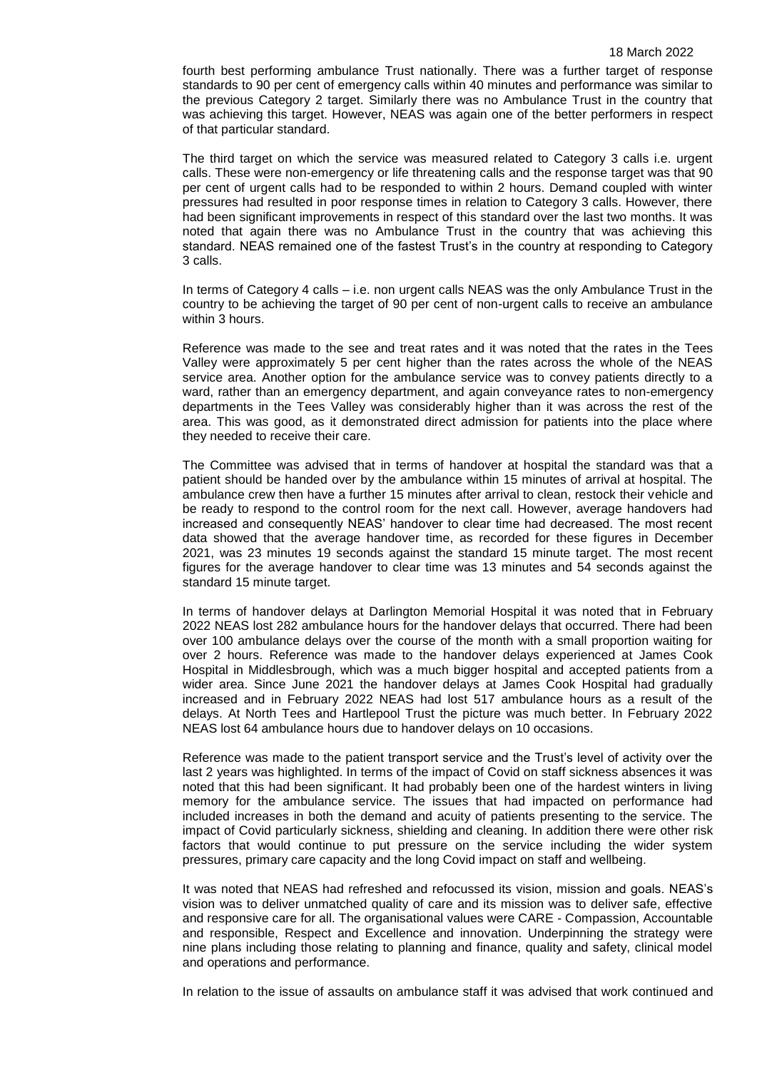fourth best performing ambulance Trust nationally. There was a further target of response standards to 90 per cent of emergency calls within 40 minutes and performance was similar to the previous Category 2 target. Similarly there was no Ambulance Trust in the country that was achieving this target. However, NEAS was again one of the better performers in respect of that particular standard.

The third target on which the service was measured related to Category 3 calls i.e. urgent calls. These were non-emergency or life threatening calls and the response target was that 90 per cent of urgent calls had to be responded to within 2 hours. Demand coupled with winter pressures had resulted in poor response times in relation to Category 3 calls. However, there had been significant improvements in respect of this standard over the last two months. It was noted that again there was no Ambulance Trust in the country that was achieving this standard. NEAS remained one of the fastest Trust's in the country at responding to Category 3 calls.

In terms of Category 4 calls – i.e. non urgent calls NEAS was the only Ambulance Trust in the country to be achieving the target of 90 per cent of non-urgent calls to receive an ambulance within 3 hours.

Reference was made to the see and treat rates and it was noted that the rates in the Tees Valley were approximately 5 per cent higher than the rates across the whole of the NEAS service area. Another option for the ambulance service was to convey patients directly to a ward, rather than an emergency department, and again conveyance rates to non-emergency departments in the Tees Valley was considerably higher than it was across the rest of the area. This was good, as it demonstrated direct admission for patients into the place where they needed to receive their care.

The Committee was advised that in terms of handover at hospital the standard was that a patient should be handed over by the ambulance within 15 minutes of arrival at hospital. The ambulance crew then have a further 15 minutes after arrival to clean, restock their vehicle and be ready to respond to the control room for the next call. However, average handovers had increased and consequently NEAS' handover to clear time had decreased. The most recent data showed that the average handover time, as recorded for these figures in December 2021, was 23 minutes 19 seconds against the standard 15 minute target. The most recent figures for the average handover to clear time was 13 minutes and 54 seconds against the standard 15 minute target.

In terms of handover delays at Darlington Memorial Hospital it was noted that in February 2022 NEAS lost 282 ambulance hours for the handover delays that occurred. There had been over 100 ambulance delays over the course of the month with a small proportion waiting for over 2 hours. Reference was made to the handover delays experienced at James Cook Hospital in Middlesbrough, which was a much bigger hospital and accepted patients from a wider area. Since June 2021 the handover delays at James Cook Hospital had gradually increased and in February 2022 NEAS had lost 517 ambulance hours as a result of the delays. At North Tees and Hartlepool Trust the picture was much better. In February 2022 NEAS lost 64 ambulance hours due to handover delays on 10 occasions.

Reference was made to the patient transport service and the Trust's level of activity over the last 2 years was highlighted. In terms of the impact of Covid on staff sickness absences it was noted that this had been significant. It had probably been one of the hardest winters in living memory for the ambulance service. The issues that had impacted on performance had included increases in both the demand and acuity of patients presenting to the service. The impact of Covid particularly sickness, shielding and cleaning. In addition there were other risk factors that would continue to put pressure on the service including the wider system pressures, primary care capacity and the long Covid impact on staff and wellbeing.

It was noted that NEAS had refreshed and refocussed its vision, mission and goals. NEAS's vision was to deliver unmatched quality of care and its mission was to deliver safe, effective and responsive care for all. The organisational values were CARE - Compassion, Accountable and responsible, Respect and Excellence and innovation. Underpinning the strategy were nine plans including those relating to planning and finance, quality and safety, clinical model and operations and performance.

In relation to the issue of assaults on ambulance staff it was advised that work continued and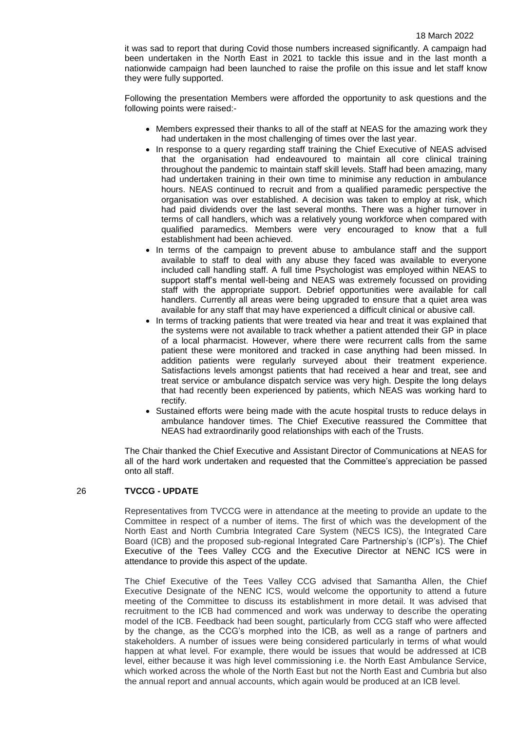it was sad to report that during Covid those numbers increased significantly. A campaign had been undertaken in the North East in 2021 to tackle this issue and in the last month a nationwide campaign had been launched to raise the profile on this issue and let staff know they were fully supported.

Following the presentation Members were afforded the opportunity to ask questions and the following points were raised:-

- Members expressed their thanks to all of the staff at NEAS for the amazing work they had undertaken in the most challenging of times over the last year.
- In response to a query regarding staff training the Chief Executive of NEAS advised that the organisation had endeavoured to maintain all core clinical training throughout the pandemic to maintain staff skill levels. Staff had been amazing, many had undertaken training in their own time to minimise any reduction in ambulance hours. NEAS continued to recruit and from a qualified paramedic perspective the organisation was over established. A decision was taken to employ at risk, which had paid dividends over the last several months. There was a higher turnover in terms of call handlers, which was a relatively young workforce when compared with qualified paramedics. Members were very encouraged to know that a full establishment had been achieved.
- In terms of the campaign to prevent abuse to ambulance staff and the support available to staff to deal with any abuse they faced was available to everyone included call handling staff. A full time Psychologist was employed within NEAS to support staff's mental well-being and NEAS was extremely focussed on providing staff with the appropriate support. Debrief opportunities were available for call handlers. Currently all areas were being upgraded to ensure that a quiet area was available for any staff that may have experienced a difficult clinical or abusive call.
- In terms of tracking patients that were treated via hear and treat it was explained that the systems were not available to track whether a patient attended their GP in place of a local pharmacist. However, where there were recurrent calls from the same patient these were monitored and tracked in case anything had been missed. In addition patients were regularly surveyed about their treatment experience. Satisfactions levels amongst patients that had received a hear and treat, see and treat service or ambulance dispatch service was very high. Despite the long delays that had recently been experienced by patients, which NEAS was working hard to rectify.
- Sustained efforts were being made with the acute hospital trusts to reduce delays in ambulance handover times. The Chief Executive reassured the Committee that NEAS had extraordinarily good relationships with each of the Trusts.

The Chair thanked the Chief Executive and Assistant Director of Communications at NEAS for all of the hard work undertaken and requested that the Committee's appreciation be passed onto all staff.

## 26 TVCCG - UPDATE

Representatives from TVCCG were in attendance at the meeting to provide an update to the Committee in respect of a number of items. The first of which was the development of the North East and North Cumbria Integrated Care System (NECS ICS), the Integrated Care Board (ICB) and the proposed sub-regional Integrated Care Partnership's (ICP's). The Chief Executive of the Tees Valley CCG and the Executive Director at NENC ICS were in attendance to provide this aspect of the update.

The Chief Executive of the Tees Valley CCG advised that Samantha Allen, the Chief Executive Designate of the NENC ICS, would welcome the opportunity to attend a future meeting of the Committee to discuss its establishment in more detail. It was advised that recruitment to the ICB had commenced and work was underway to describe the operating model of the ICB. Feedback had been sought, particularly from CCG staff who were affected by the change, as the CCG's morphed into the ICB, as well as a range of partners and stakeholders. A number of issues were being considered particularly in terms of what would happen at what level. For example, there would be issues that would be addressed at ICB level, either because it was high level commissioning i.e. the North East Ambulance Service, which worked across the whole of the North East but not the North East and Cumbria but also the annual report and annual accounts, which again would be produced at an ICB level.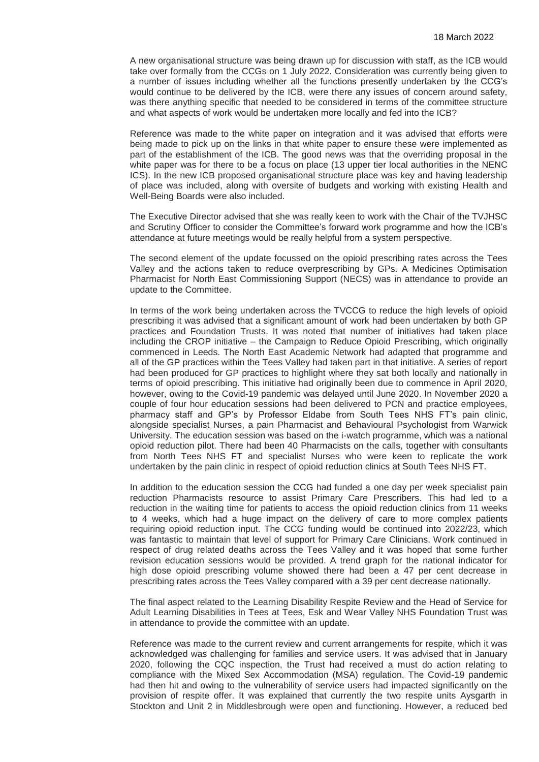A new organisational structure was being drawn up for discussion with staff, as the ICB would take over formally from the CCGs on 1 July 2022. Consideration was currently being given to a number of issues including whether all the functions presently undertaken by the CCG's would continue to be delivered by the ICB, were there any issues of concern around safety, was there anything specific that needed to be considered in terms of the committee structure and what aspects of work would be undertaken more locally and fed into the ICB?

Reference was made to the white paper on integration and it was advised that efforts were being made to pick up on the links in that white paper to ensure these were implemented as part of the establishment of the ICB. The good news was that the overriding proposal in the white paper was for there to be a focus on place (13 upper tier local authorities in the NENC ICS). In the new ICB proposed organisational structure place was key and having leadership of place was included, along with oversite of budgets and working with existing Health and Well-Being Boards were also included.

The Executive Director advised that she was really keen to work with the Chair of the TVJHSC and Scrutiny Officer to consider the Committee's forward work programme and how the ICB's attendance at future meetings would be really helpful from a system perspective.

The second element of the update focussed on the opioid prescribing rates across the Tees Valley and the actions taken to reduce overprescribing by GPs. A Medicines Optimisation Pharmacist for North East Commissioning Support (NECS) was in attendance to provide an update to the Committee.

In terms of the work being undertaken across the TVCCG to reduce the high levels of opioid prescribing it was advised that a significant amount of work had been undertaken by both GP practices and Foundation Trusts. It was noted that number of initiatives had taken place including the CROP initiative – the Campaign to Reduce Opioid Prescribing, which originally commenced in Leeds. The North East Academic Network had adapted that programme and all of the GP practices within the Tees Valley had taken part in that initiative. A series of report had been produced for GP practices to highlight where they sat both locally and nationally in terms of opioid prescribing. This initiative had originally been due to commence in April 2020, however, owing to the Covid-19 pandemic was delayed until June 2020. In November 2020 a couple of four hour education sessions had been delivered to PCN and practice employees, pharmacy staff and GP's by Professor Eldabe from South Tees NHS FT's pain clinic, alongside specialist Nurses, a pain Pharmacist and Behavioural Psychologist from Warwick University. The education session was based on the i-watch programme, which was a national opioid reduction pilot. There had been 40 Pharmacists on the calls, together with consultants from North Tees NHS FT and specialist Nurses who were keen to replicate the work undertaken by the pain clinic in respect of opioid reduction clinics at South Tees NHS FT.

In addition to the education session the CCG had funded a one day per week specialist pain reduction Pharmacists resource to assist Primary Care Prescribers. This had led to a reduction in the waiting time for patients to access the opioid reduction clinics from 11 weeks to 4 weeks, which had a huge impact on the delivery of care to more complex patients requiring opioid reduction input. The CCG funding would be continued into 2022/23, which was fantastic to maintain that level of support for Primary Care Clinicians. Work continued in respect of drug related deaths across the Tees Valley and it was hoped that some further revision education sessions would be provided. A trend graph for the national indicator for high dose opioid prescribing volume showed there had been a 47 per cent decrease in prescribing rates across the Tees Valley compared with a 39 per cent decrease nationally.

The final aspect related to the Learning Disability Respite Review and the Head of Service for Adult Learning Disabilities in Tees at Tees, Esk and Wear Valley NHS Foundation Trust was in attendance to provide the committee with an update.

Reference was made to the current review and current arrangements for respite, which it was acknowledged was challenging for families and service users. It was advised that in January 2020, following the CQC inspection, the Trust had received a must do action relating to compliance with the Mixed Sex Accommodation (MSA) regulation. The Covid-19 pandemic had then hit and owing to the vulnerability of service users had impacted significantly on the provision of respite offer. It was explained that currently the two respite units Aysgarth in Stockton and Unit 2 in Middlesbrough were open and functioning. However, a reduced bed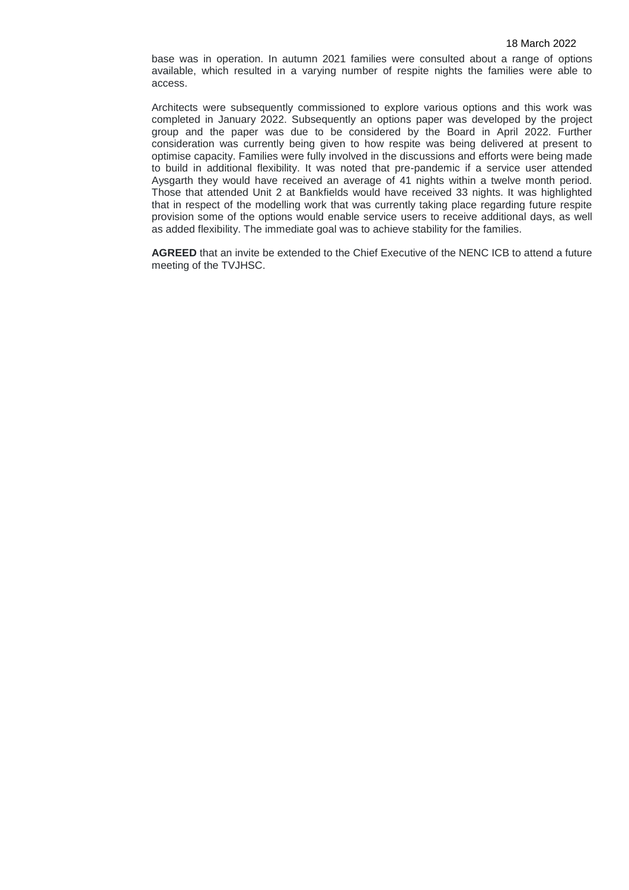base was in operation. In autumn 2021 families were consulted about a range of options available, which resulted in a varying number of respite nights the families were able to access.

Architects were subsequently commissioned to explore various options and this work was completed in January 2022. Subsequently an options paper was developed by the project group and the paper was due to be considered by the Board in April 2022. Further consideration was currently being given to how respite was being delivered at present to optimise capacity. Families were fully involved in the discussions and efforts were being made to build in additional flexibility. It was noted that pre-pandemic if a service user attended Aysgarth they would have received an average of 41 nights within a twelve month period. Those that attended Unit 2 at Bankfields would have received 33 nights. It was highlighted that in respect of the modelling work that was currently taking place regarding future respite provision some of the options would enable service users to receive additional days, as well as added flexibility. The immediate goal was to achieve stability for the families.

**AGREED** that an invite be extended to the Chief Executive of the NENC ICB to attend a future meeting of the TVJHSC.